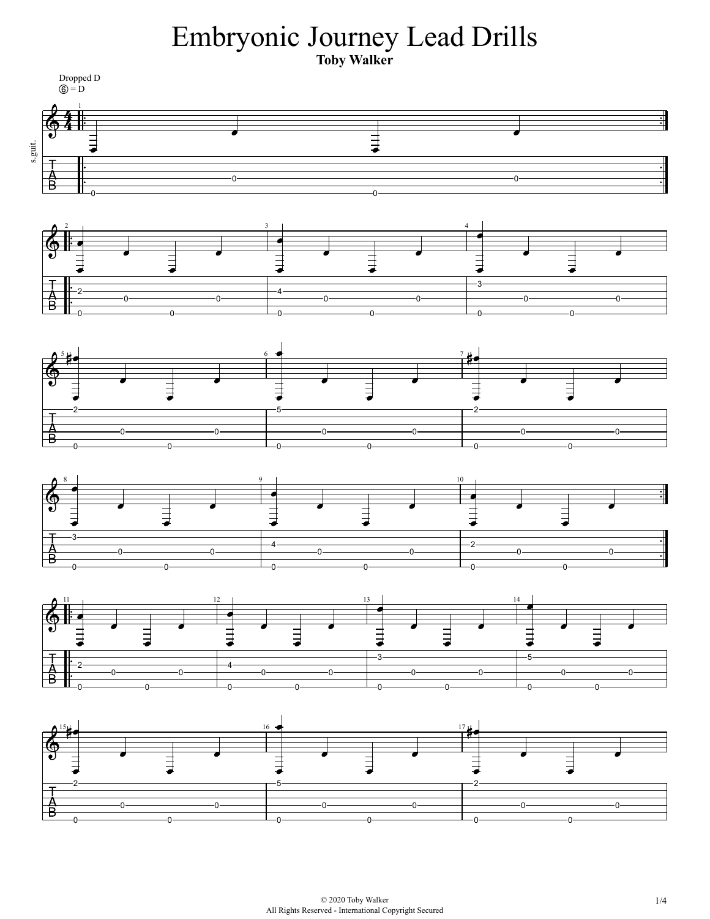# Embryonic Journey Lead Drills

**Toby Walker**

Dropped D
⑥ = D

s.guit.

© 2020 Toby Walker
All Rights Reserved - International Copyright Secured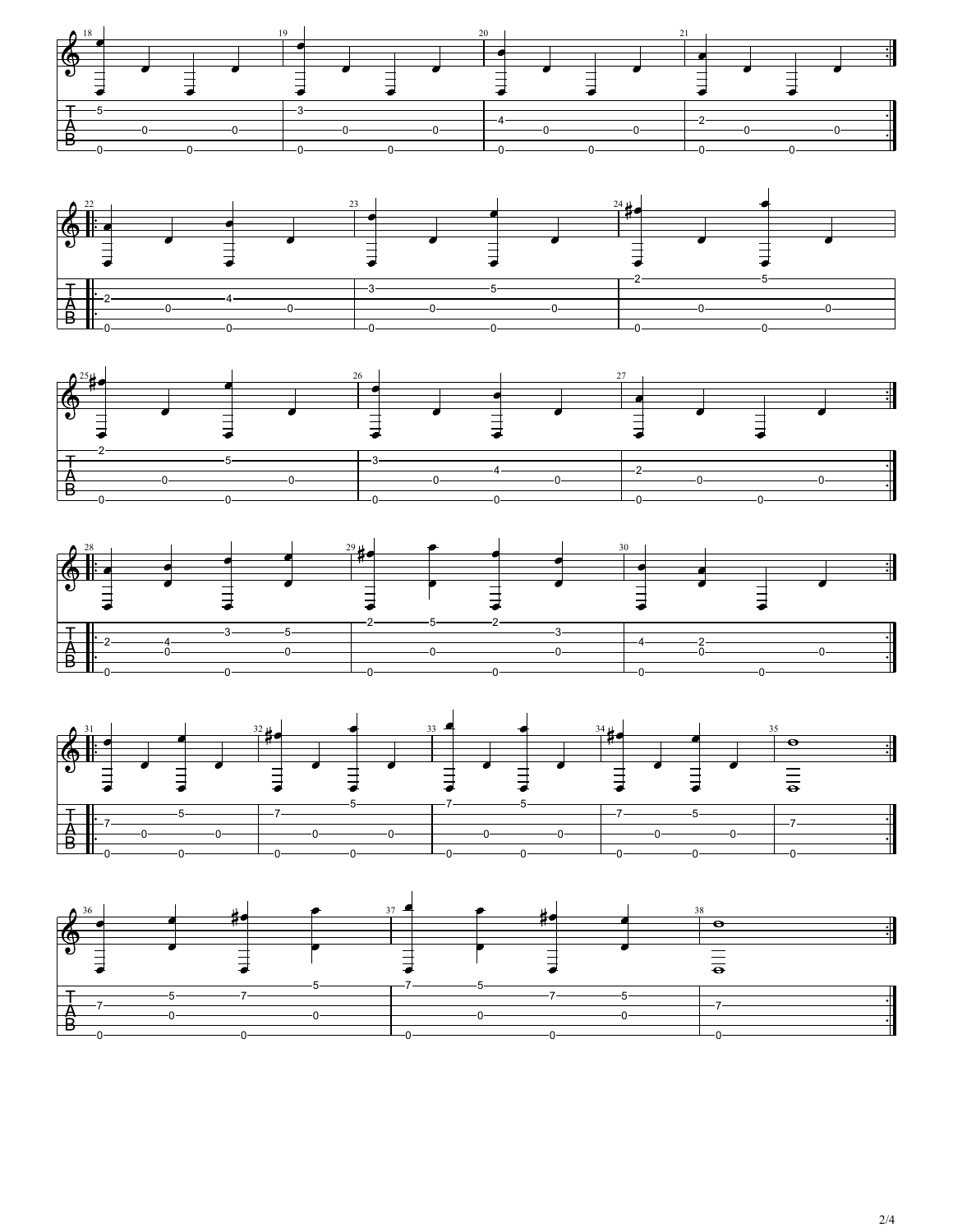```
18                  19                  20                  21
e|------------------|-------------------|-------------------|-------------------||
B|-5----------------|-3-----------------|-------------------|-------------------||
G|------------------|-------------------|-4-----------------|-2-----------------*|
D|----0--------0----|----0--------0-----|----0--------0-----|----0--------0-----*|
A|------------------|-------------------|-------------------|-------------------||
E|-0--------0-------|-0--------0--------|-0--------0--------|-0--------0--------||
```

```
   22                  23                  24
e||------------------|-------------------|-2--------5--------|
B||------------------|-3--------5--------|-------------------|
G||*2--------4-------|-------------------|-------------------|
D||*---0--------0----|----0--------0-----|----0--------0-----|
A||------------------|-------------------|-------------------|
E||-0--------0-------|-0--------0--------|-0--------0--------|
```

```
25                  26                  27
e|-2-----------------|-------------------|-------------------||
B|----------5--------|-3-----------------|-------------------||
G|-------------------|----------4--------|-2-----------------*|
D|----0--------0-----|----0--------0-----|----0--------0-----*|
A|-------------------|-------------------|-------------------||
E|-0--------0--------|-0--------0--------|-0--------0--------||
```

```
   28                  29                  30
e||------------------|-2----5----2-------|-------------------||
B||---------3----5---|------------------3|-------------------||
G||*2---4------------|-------------------|-4----2------------*|
D||*----0--------0---|------0---------0--|------0--------0---*|
A||------------------|-------------------|-------------------||
E||-0--------0-------|-0--------0--------|-0--------0--------||
```

```
   31                  32                  33                  34                  35
e||------------------|-----------5-------|-7--------5--------|-------------------|--------||
B||----------5-------|-7-----------------|-------------------|-7--------5--------|--------||
G||*7----------------|-------------------|-------------------|-------------------|-7------*|
D||*----0--------0---|-----0--------0----|-----0--------0----|-----0--------0----|--------*|
A||------------------|-------------------|-------------------|-------------------|--------||
E||-0--------0-------|-0--------0--------|-0--------0--------|-0--------0--------|-0------||
```

```
36                      37                      38
e|-----------------5----|-7----5----------------|--------||
B|------5----7----------|-------------7----5----|--------||
G|-7--------------------|-----------------------|-7------*|
D|------0-----------0---|------0-----------0----|--------*|
A|----------------------|-----------------------|--------||
E|-0---------0----------|-0----------0----------|-0------||
```